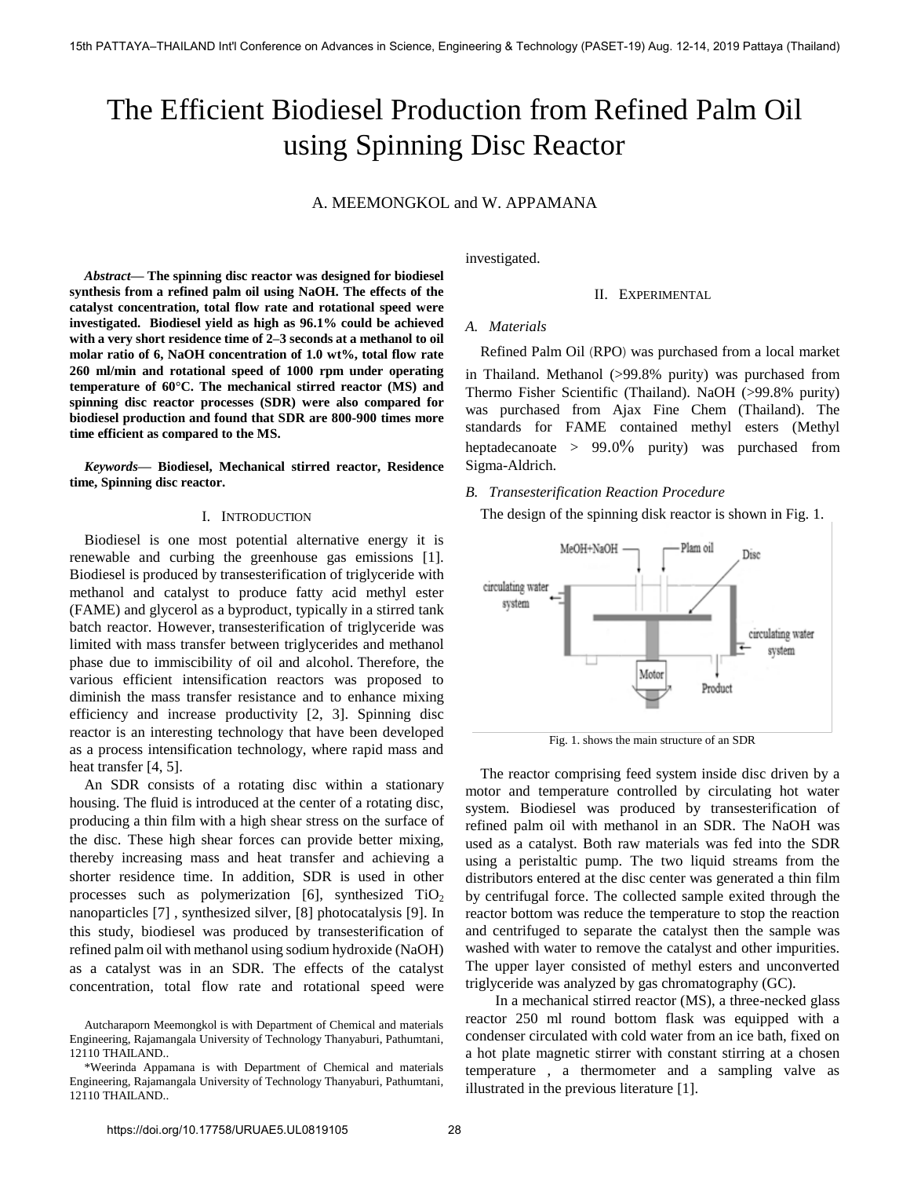# The Efficient Biodiesel Production from Refined Palm Oil using Spinning Disc Reactor

A. MEEMONGKOL and W. APPAMANA

***Abstract*— The spinning disc reactor was designed for biodiesel synthesis from a refined palm oil using NaOH. The effects of the catalyst concentration, total flow rate and rotational speed were investigated. Biodiesel yield as high as 96.1% could be achieved with a very short residence time of 2–3 seconds at a methanol to oil molar ratio of 6, NaOH concentration of 1.0 wt%, total flow rate 260 ml/min and rotational speed of 1000 rpm under operating temperature of 60°C. The mechanical stirred reactor (MS) and spinning disc reactor processes (SDR) were also compared for biodiesel production and found that SDR are 800-900 times more time efficient as compared to the MS.**

***Keywords*— Biodiesel, Mechanical stirred reactor, Residence time, Spinning disc reactor.**

## I. Introduction

Biodiesel is one most potential alternative energy it is renewable and curbing the greenhouse gas emissions [1]. Biodiesel is produced by transesterification of triglyceride with methanol and catalyst to produce fatty acid methyl ester (FAME) and glycerol as a byproduct, typically in a stirred tank batch reactor. However, transesterification of triglyceride was limited with mass transfer between triglycerides and methanol phase due to immiscibility of oil and alcohol. Therefore, the various efficient intensification reactors was proposed to diminish the mass transfer resistance and to enhance mixing efficiency and increase productivity [2, 3]. Spinning disc reactor is an interesting technology that have been developed as a process intensification technology, where rapid mass and heat transfer [4, 5].

An SDR consists of a rotating disc within a stationary housing. The fluid is introduced at the center of a rotating disc, producing a thin film with a high shear stress on the surface of the disc. These high shear forces can provide better mixing, thereby increasing mass and heat transfer and achieving a shorter residence time. In addition, SDR is used in other processes such as polymerization [6], synthesized $TiO_2$ nanoparticles [7] , synthesized silver, [8] photocatalysis [9]. In this study, biodiesel was produced by transesterification of refined palm oil with methanol using sodium hydroxide (NaOH) as a catalyst was in an SDR. The effects of the catalyst concentration, total flow rate and rotational speed were investigated.

Autcharaporn Meemongkol is with Department of Chemical and materials Engineering, Rajamangala University of Technology Thanyaburi, Pathumtani, 12110 THAILAND..

*Weerinda Appamana is with Department of Chemical and materials Engineering, Rajamangala University of Technology Thanyaburi, Pathumtani, 12110 THAILAND..

## II. Experimental

### *A. Materials*

Refined Palm Oil (RPO) was purchased from a local market in Thailand. Methanol (>99.8% purity) was purchased from Thermo Fisher Scientific (Thailand). NaOH (>99.8% purity) was purchased from Ajax Fine Chem (Thailand). The standards for FAME contained methyl esters (Methyl heptadecanoate > 99.0% purity) was purchased from Sigma-Aldrich.

### *B. Transesterification Reaction Procedure*

The design of the spinning disk reactor is shown in Fig. 1.

Fig. 1. shows the main structure of an SDR

The reactor comprising feed system inside disc driven by a motor and temperature controlled by circulating hot water system. Biodiesel was produced by transesterification of refined palm oil with methanol in an SDR. The NaOH was used as a catalyst. Both raw materials was fed into the SDR using a peristaltic pump. The two liquid streams from the distributors entered at the disc center was generated a thin film by centrifugal force. The collected sample exited through the reactor bottom was reduce the temperature to stop the reaction and centrifuged to separate the catalyst then the sample was washed with water to remove the catalyst and other impurities. The upper layer consisted of methyl esters and unconverted triglyceride was analyzed by gas chromatography (GC).

In a mechanical stirred reactor (MS), a three-necked glass reactor 250 ml round bottom flask was equipped with a condenser circulated with cold water from an ice bath, fixed on a hot plate magnetic stirrer with constant stirring at a chosen temperature , a thermometer and a sampling valve as illustrated in the previous literature [1].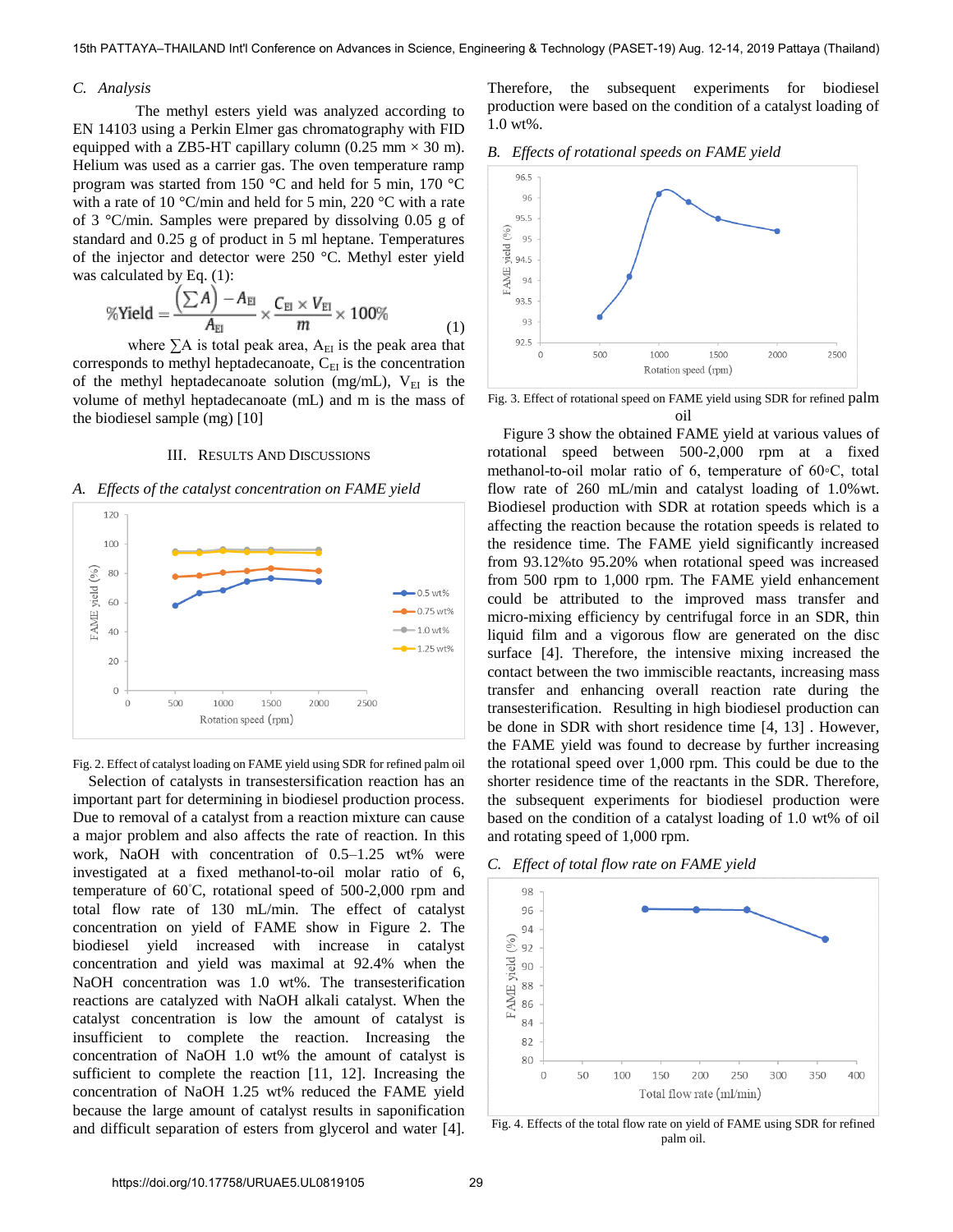### C. Analysis

The methyl esters yield was analyzed according to EN 14103 using a Perkin Elmer gas chromatography with FID equipped with a ZB5-HT capillary column (0.25 mm × 30 m). Helium was used as a carrier gas. The oven temperature ramp program was started from 150 °C and held for 5 min, 170 °C with a rate of 10 °C/min and held for 5 min, 220 °C with a rate of 3 °C/min. Samples were prepared by dissolving 0.05 g of standard and 0.25 g of product in 5 ml heptane. Temperatures of the injector and detector were 250 °C. Methyl ester yield was calculated by Eq. (1):

$$\%Yield = \frac{\left(\sum A\right) - A_{EI}}{A_{EI}} \times \frac{C_{EI} \times V_{EI}}{m} \times 100\% \quad (1)$$

where $\sum A$ is total peak area, $A_{EI}$ is the peak area that corresponds to methyl heptadecanoate, $C_{EI}$ is the concentration of the methyl heptadecanoate solution (mg/mL), $V_{EI}$ is the volume of methyl heptadecanoate (mL) and m is the mass of the biodiesel sample (mg) [10]

## III. Results And Discussions

### A. Effects of the catalyst concentration on FAME yield

Fig. 2. Effect of catalyst loading on FAME yield using SDR for refined palm oil

Selection of catalysts in transestersification reaction has an important part for determining in biodiesel production process. Due to removal of a catalyst from a reaction mixture can cause a major problem and also affects the rate of reaction. In this work, NaOH with concentration of 0.5–1.25 wt% were investigated at a fixed methanol-to-oil molar ratio of 6, temperature of 60°C, rotational speed of 500-2,000 rpm and total flow rate of 130 mL/min. The effect of catalyst concentration on yield of FAME show in Figure 2. The biodiesel yield increased with increase in catalyst concentration and yield was maximal at 92.4% when the NaOH concentration was 1.0 wt%. The transesterification reactions are catalyzed with NaOH alkali catalyst. When the catalyst concentration is low the amount of catalyst is insufficient to complete the reaction. Increasing the concentration of NaOH 1.0 wt% the amount of catalyst is sufficient to complete the reaction [11, 12]. Increasing the concentration of NaOH 1.25 wt% reduced the FAME yield because the large amount of catalyst results in saponification and difficult separation of esters from glycerol and water [4]. Therefore, the subsequent experiments for biodiesel production were based on the condition of a catalyst loading of 1.0 wt%.

### B. Effects of rotational speeds on FAME yield

Fig. 3. Effect of rotational speed on FAME yield using SDR for refined palm oil

Figure 3 show the obtained FAME yield at various values of rotational speed between 500-2,000 rpm at a fixed methanol-to-oil molar ratio of 6, temperature of 60◦C, total flow rate of 260 mL/min and catalyst loading of 1.0%wt. Biodiesel production with SDR at rotation speeds which is a affecting the reaction because the rotation speeds is related to the residence time. The FAME yield significantly increased from 93.12%to 95.20% when rotational speed was increased from 500 rpm to 1,000 rpm. The FAME yield enhancement could be attributed to the improved mass transfer and micro-mixing efficiency by centrifugal force in an SDR, thin liquid film and a vigorous flow are generated on the disc surface [4]. Therefore, the intensive mixing increased the contact between the two immiscible reactants, increasing mass transfer and enhancing overall reaction rate during the transesterification. Resulting in high biodiesel production can be done in SDR with short residence time [4, 13] . However, the FAME yield was found to decrease by further increasing the rotational speed over 1,000 rpm. This could be due to the shorter residence time of the reactants in the SDR. Therefore, the subsequent experiments for biodiesel production were based on the condition of a catalyst loading of 1.0 wt% of oil and rotating speed of 1,000 rpm.

### C. Effect of total flow rate on FAME yield

Fig. 4. Effects of the total flow rate on yield of FAME using SDR for refined palm oil.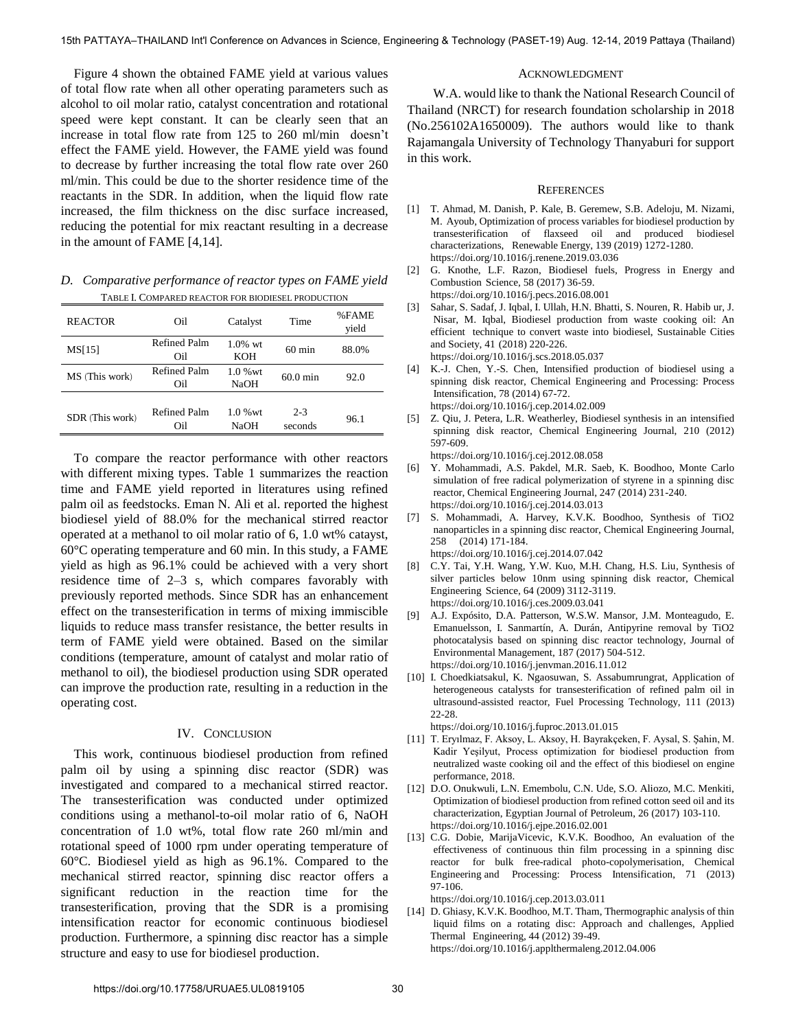Figure 4 shown the obtained FAME yield at various values of total flow rate when all other operating parameters such as alcohol to oil molar ratio, catalyst concentration and rotational speed were kept constant. It can be clearly seen that an increase in total flow rate from 125 to 260 ml/min doesn't effect the FAME yield. However, the FAME yield was found to decrease by further increasing the total flow rate over 260 ml/min. This could be due to the shorter residence time of the reactants in the SDR. In addition, when the liquid flow rate increased, the film thickness on the disc surface increased, reducing the potential for mix reactant resulting in a decrease in the amount of FAME [4,14].

### *D. Comparative performance of reactor types on FAME yield*

TABLE I. COMPARED REACTOR FOR BIODIESEL PRODUCTION

| REACTOR | Oil | Catalyst | Time | %FAME yield |
|---|---|---|---|---|
| MS[15] | Refined Palm Oil | 1.0% wt KOH | 60 min | 88.0% |
| MS (This work) | Refined Palm Oil | 1.0 %wt NaOH | 60.0 min | 92.0 |
| SDR (This work) | Refined Palm Oil | 1.0 %wt NaOH | 2-3 seconds | 96.1 |

To compare the reactor performance with other reactors with different mixing types. Table 1 summarizes the reaction time and FAME yield reported in literatures using refined palm oil as feedstocks. Eman N. Ali et al. reported the highest biodiesel yield of 88.0% for the mechanical stirred reactor operated at a methanol to oil molar ratio of 6, 1.0 wt% catayst, 60°C operating temperature and 60 min. In this study, a FAME yield as high as 96.1% could be achieved with a very short residence time of 2–3 s, which compares favorably with previously reported methods. Since SDR has an enhancement effect on the transesterification in terms of mixing immiscible liquids to reduce mass transfer resistance, the better results in term of FAME yield were obtained. Based on the similar conditions (temperature, amount of catalyst and molar ratio of methanol to oil), the biodiesel production using SDR operated can improve the production rate, resulting in a reduction in the operating cost.

## IV. CONCLUSION

This work, continuous biodiesel production from refined palm oil by using a spinning disc reactor (SDR) was investigated and compared to a mechanical stirred reactor. The transesterification was conducted under optimized conditions using a methanol-to-oil molar ratio of 6, NaOH concentration of 1.0 wt%, total flow rate 260 ml/min and rotational speed of 1000 rpm under operating temperature of 60°C. Biodiesel yield as high as 96.1%. Compared to the mechanical stirred reactor, spinning disc reactor offers a significant reduction in the reaction time for the transesterification, proving that the SDR is a promising intensification reactor for economic continuous biodiesel production. Furthermore, a spinning disc reactor has a simple structure and easy to use for biodiesel production.

## ACKNOWLEDGMENT

W.A. would like to thank the National Research Council of Thailand (NRCT) for research foundation scholarship in 2018 (No.256102A1650009). The authors would like to thank Rajamangala University of Technology Thanyaburi for support in this work.

## REFERENCES

[1] T. Ahmad, M. Danish, P. Kale, B. Geremew, S.B. Adeloju, M. Nizami, M. Ayoub, Optimization of process variables for biodiesel production by transesterification of flaxseed oil and produced biodiesel characterizations, Renewable Energy, 139 (2019) 1272-1280. https://doi.org/10.1016/j.renene.2019.03.036

[2] G. Knothe, L.F. Razon, Biodiesel fuels, Progress in Energy and Combustion Science, 58 (2017) 36-59. https://doi.org/10.1016/j.pecs.2016.08.001

[3] Sahar, S. Sadaf, J. Iqbal, I. Ullah, H.N. Bhatti, S. Nouren, R. Habib ur, J. Nisar, M. Iqbal, Biodiesel production from waste cooking oil: An efficient technique to convert waste into biodiesel, Sustainable Cities and Society, 41 (2018) 220-226. https://doi.org/10.1016/j.scs.2018.05.037

[4] K.-J. Chen, Y.-S. Chen, Intensified production of biodiesel using a spinning disk reactor, Chemical Engineering and Processing: Process Intensification, 78 (2014) 67-72. https://doi.org/10.1016/j.cep.2014.02.009

[5] Z. Qiu, J. Petera, L.R. Weatherley, Biodiesel synthesis in an intensified spinning disk reactor, Chemical Engineering Journal, 210 (2012) 597-609. https://doi.org/10.1016/j.cej.2012.08.058

[6] Y. Mohammadi, A.S. Pakdel, M.R. Saeb, K. Boodhoo, Monte Carlo simulation of free radical polymerization of styrene in a spinning disc reactor, Chemical Engineering Journal, 247 (2014) 231-240. https://doi.org/10.1016/j.cej.2014.03.013

[7] S. Mohammadi, A. Harvey, K.V.K. Boodhoo, Synthesis of TiO2 nanoparticles in a spinning disc reactor, Chemical Engineering Journal, 258 (2014) 171-184. https://doi.org/10.1016/j.cej.2014.07.042

[8] C.Y. Tai, Y.H. Wang, Y.W. Kuo, M.H. Chang, H.S. Liu, Synthesis of silver particles below 10nm using spinning disk reactor, Chemical Engineering Science, 64 (2009) 3112-3119. https://doi.org/10.1016/j.ces.2009.03.041

[9] A.J. Expósito, D.A. Patterson, W.S.W. Mansor, J.M. Monteagudo, E. Emanuelsson, I. Sanmartín, A. Durán, Antipyrine removal by TiO2 photocatalysis based on spinning disc reactor technology, Journal of Environmental Management, 187 (2017) 504-512. https://doi.org/10.1016/j.jenvman.2016.11.012

[10] I. Choedkiatsakul, K. Ngaosuwan, S. Assabumrungrat, Application of heterogeneous catalysts for transesterification of refined palm oil in ultrasound-assisted reactor, Fuel Processing Technology, 111 (2013) 22-28. https://doi.org/10.1016/j.fuproc.2013.01.015

[11] T. Eryılmaz, F. Aksoy, L. Aksoy, H. Bayrakçeken, F. Aysal, S. Şahin, M. Kadir Yeşilyut, Process optimization for biodiesel production from neutralized waste cooking oil and the effect of this biodiesel on engine performance, 2018.

[12] D.O. Onukwuli, L.N. Emembolu, C.N. Ude, S.O. Aliozo, M.C. Menkiti, Optimization of biodiesel production from refined cotton seed oil and its characterization, Egyptian Journal of Petroleum, 26 (2017) 103-110. https://doi.org/10.1016/j.ejpe.2016.02.001

[13] C.G. Dobie, MarijaVicevic, K.V.K. Boodhoo, An evaluation of the effectiveness of continuous thin film processing in a spinning disc reactor for bulk free-radical photo-copolymerisation, Chemical Engineering and Processing: Process Intensification, 71 (2013) 97-106. https://doi.org/10.1016/j.cep.2013.03.011

[14] D. Ghiasy, K.V.K. Boodhoo, M.T. Tham, Thermographic analysis of thin liquid films on a rotating disc: Approach and challenges, Applied Thermal Engineering, 44 (2012) 39-49. https://doi.org/10.1016/j.applthermaleng.2012.04.006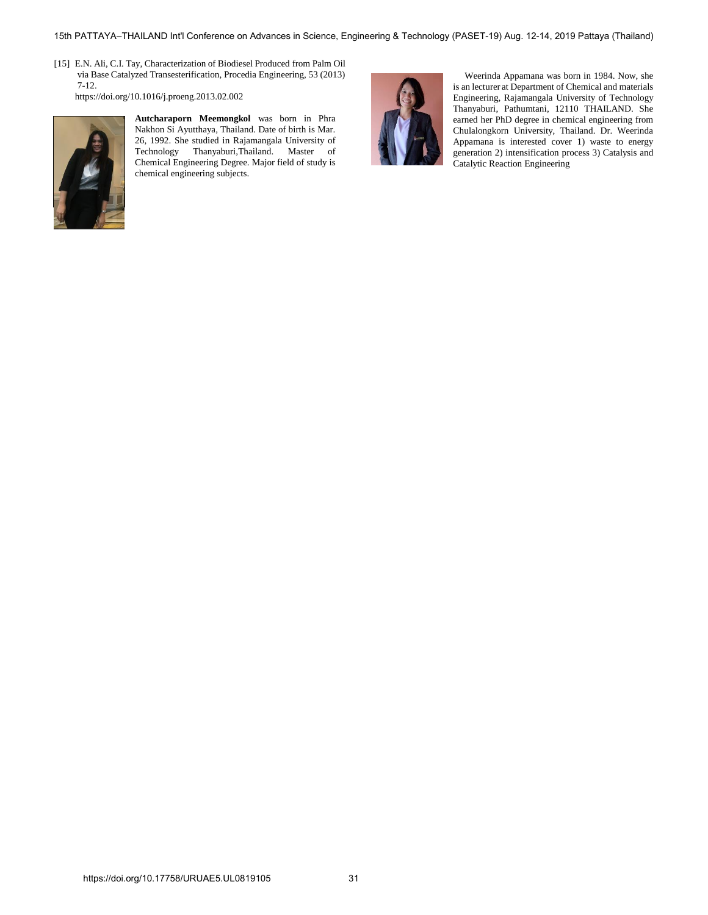[15] E.N. Ali, C.I. Tay, Characterization of Biodiesel Produced from Palm Oil via Base Catalyzed Transesterification, Procedia Engineering, 53 (2013) 7-12.
https://doi.org/10.1016/j.proeng.2013.02.002

**Autcharaporn Meemongkol** was born in Phra Nakhon Si Ayutthaya, Thailand. Date of birth is Mar. 26, 1992. She studied in Rajamangala University of Technology Thanyaburi,Thailand. Master of Chemical Engineering Degree. Major field of study is chemical engineering subjects.

Weerinda Appamana was born in 1984. Now, she is an lecturer at Department of Chemical and materials Engineering, Rajamangala University of Technology Thanyaburi, Pathumtani, 12110 THAILAND. She earned her PhD degree in chemical engineering from Chulalongkorn University, Thailand. Dr. Weerinda Appamana is interested cover 1) waste to energy generation 2) intensification process 3) Catalysis and Catalytic Reaction Engineering